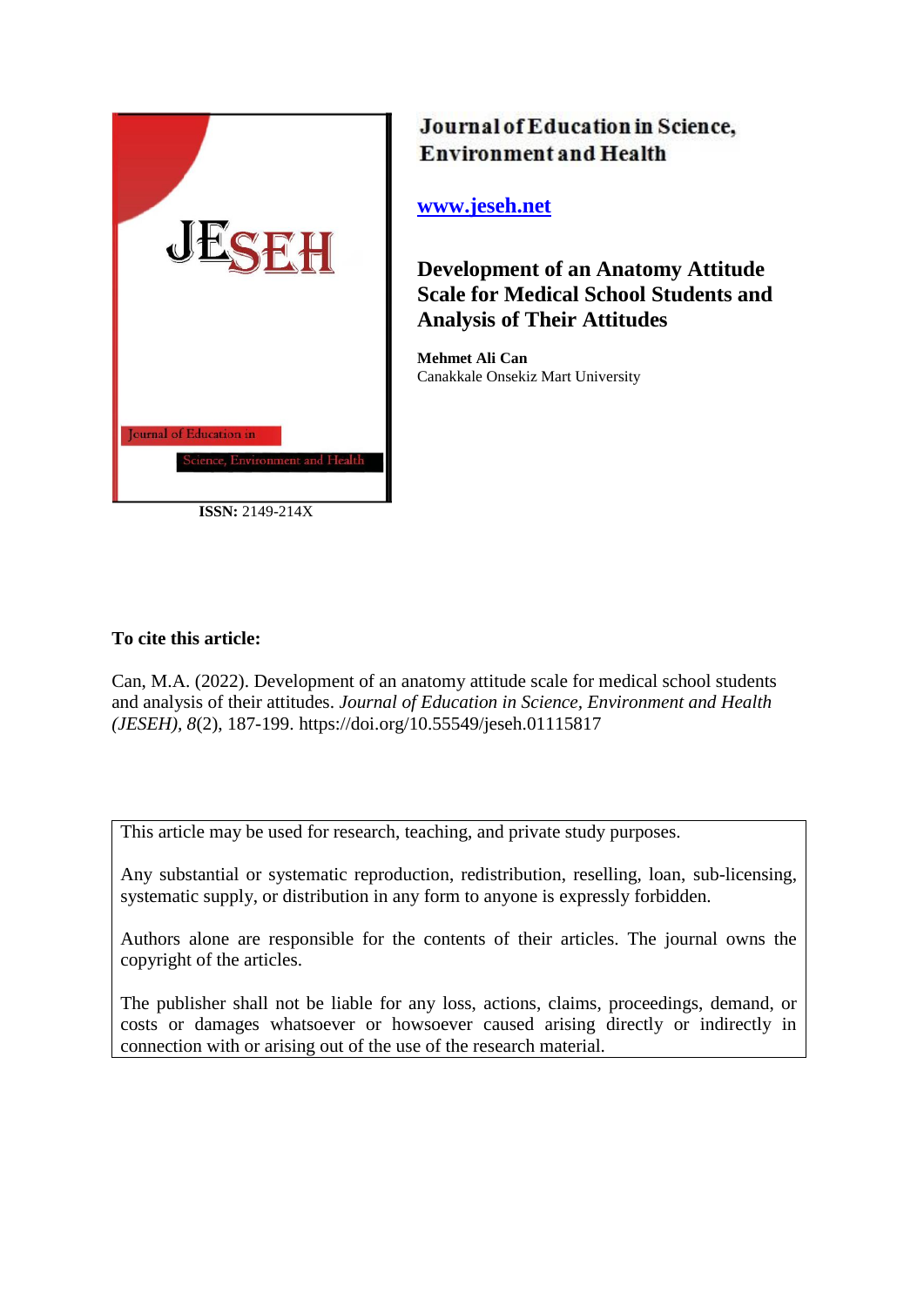Journal of Education in Science, Environment and Health

www.jeseh.net

# Development of an Anatomy Attitude Scale for Medical School Students and Analysis of Their Attitudes

**Mehmet Ali Can**
Canakkale Onsekiz Mart University

**ISSN:** 2149-214X

**To cite this article:**

Can, M.A. (2022). Development of an anatomy attitude scale for medical school students and analysis of their attitudes. *Journal of Education in Science, Environment and Health (JESEH), 8*(2), 187-199. https://doi.org/10.55549/jeseh.01115817

This article may be used for research, teaching, and private study purposes.

Any substantial or systematic reproduction, redistribution, reselling, loan, sub-licensing, systematic supply, or distribution in any form to anyone is expressly forbidden.

Authors alone are responsible for the contents of their articles. The journal owns the copyright of the articles.

The publisher shall not be liable for any loss, actions, claims, proceedings, demand, or costs or damages whatsoever or howsoever caused arising directly or indirectly in connection with or arising out of the use of the research material.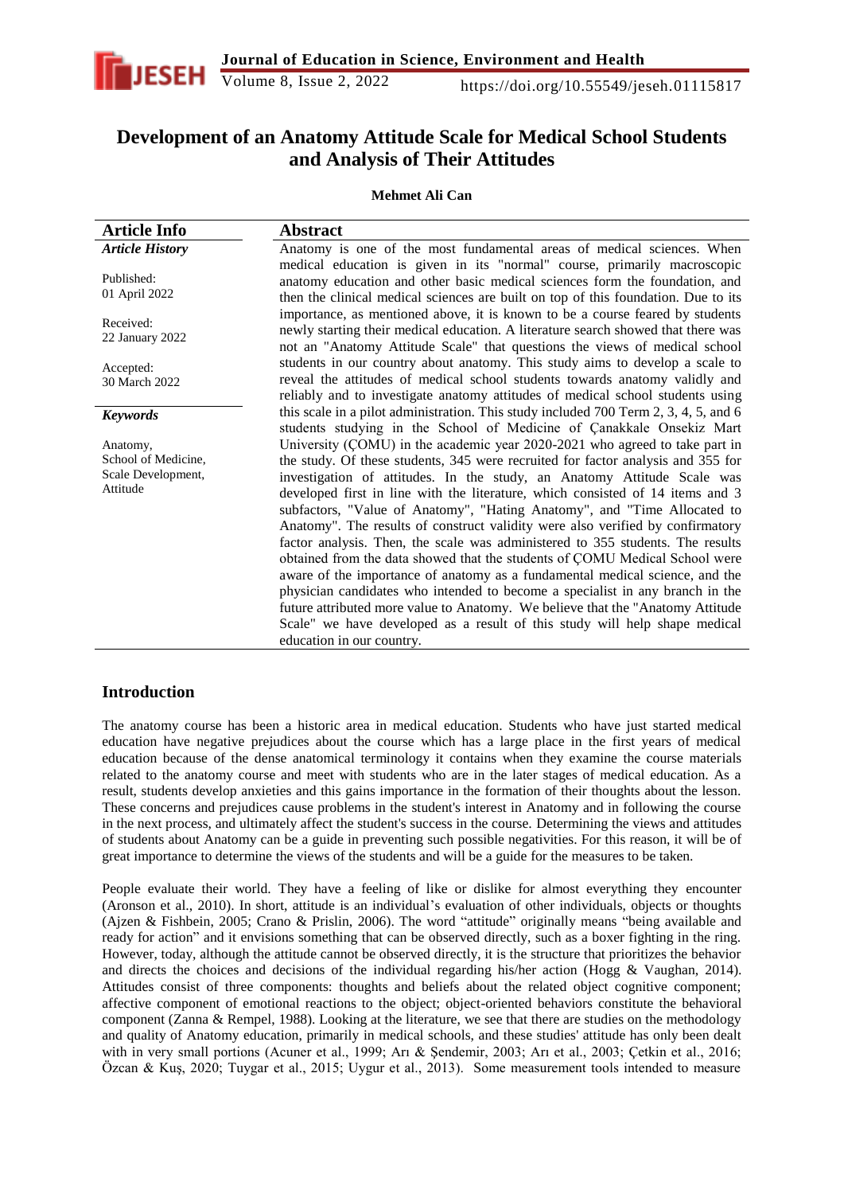# Development of an Anatomy Attitude Scale for Medical School Students and Analysis of Their Attitudes

**Mehmet Ali Can**

| Article Info | Abstract |
|---|---|
| ***Article History***<br><br>Published:<br>01 April 2022<br><br>Received:<br>22 January 2022<br><br>Accepted:<br>30 March 2022<br><br>***Keywords***<br><br>Anatomy,<br>School of Medicine,<br>Scale Development,<br>Attitude | Anatomy is one of the most fundamental areas of medical sciences. When medical education is given in its "normal" course, primarily macroscopic anatomy education and other basic medical sciences form the foundation, and then the clinical medical sciences are built on top of this foundation. Due to its importance, as mentioned above, it is known to be a course feared by students newly starting their medical education. A literature search showed that there was not an "Anatomy Attitude Scale" that questions the views of medical school students in our country about anatomy. This study aims to develop a scale to reveal the attitudes of medical school students towards anatomy validly and reliably and to investigate anatomy attitudes of medical school students using this scale in a pilot administration. This study included 700 Term 2, 3, 4, 5, and 6 students studying in the School of Medicine of Çanakkale Onsekiz Mart University (ÇOMU) in the academic year 2020-2021 who agreed to take part in the study. Of these students, 345 were recruited for factor analysis and 355 for investigation of attitudes. In the study, an Anatomy Attitude Scale was developed first in line with the literature, which consisted of 14 items and 3 subfactors, "Value of Anatomy", "Hating Anatomy", and "Time Allocated to Anatomy". The results of construct validity were also verified by confirmatory factor analysis. Then, the scale was administered to 355 students. The results obtained from the data showed that the students of ÇOMU Medical School were aware of the importance of anatomy as a fundamental medical science, and the physician candidates who intended to become a specialist in any branch in the future attributed more value to Anatomy. We believe that the "Anatomy Attitude Scale" we have developed as a result of this study will help shape medical education in our country. |

## Introduction

The anatomy course has been a historic area in medical education. Students who have just started medical education have negative prejudices about the course which has a large place in the first years of medical education because of the dense anatomical terminology it contains when they examine the course materials related to the anatomy course and meet with students who are in the later stages of medical education. As a result, students develop anxieties and this gains importance in the formation of their thoughts about the lesson. These concerns and prejudices cause problems in the student's interest in Anatomy and in following the course in the next process, and ultimately affect the student's success in the course. Determining the views and attitudes of students about Anatomy can be a guide in preventing such possible negativities. For this reason, it will be of great importance to determine the views of the students and will be a guide for the measures to be taken.

People evaluate their world. They have a feeling of like or dislike for almost everything they encounter (Aronson et al., 2010). In short, attitude is an individual's evaluation of other individuals, objects or thoughts (Ajzen & Fishbein, 2005; Crano & Prislin, 2006). The word "attitude" originally means "being available and ready for action" and it envisions something that can be observed directly, such as a boxer fighting in the ring. However, today, although the attitude cannot be observed directly, it is the structure that prioritizes the behavior and directs the choices and decisions of the individual regarding his/her action (Hogg & Vaughan, 2014). Attitudes consist of three components: thoughts and beliefs about the related object cognitive component; affective component of emotional reactions to the object; object-oriented behaviors constitute the behavioral component (Zanna & Rempel, 1988). Looking at the literature, we see that there are studies on the methodology and quality of Anatomy education, primarily in medical schools, and these studies' attitude has only been dealt with in very small portions (Acuner et al., 1999; Arı & Şendemir, 2003; Arı et al., 2003; Çetkin et al., 2016; Özcan & Kuş, 2020; Tuygar et al., 2015; Uygur et al., 2013). Some measurement tools intended to measure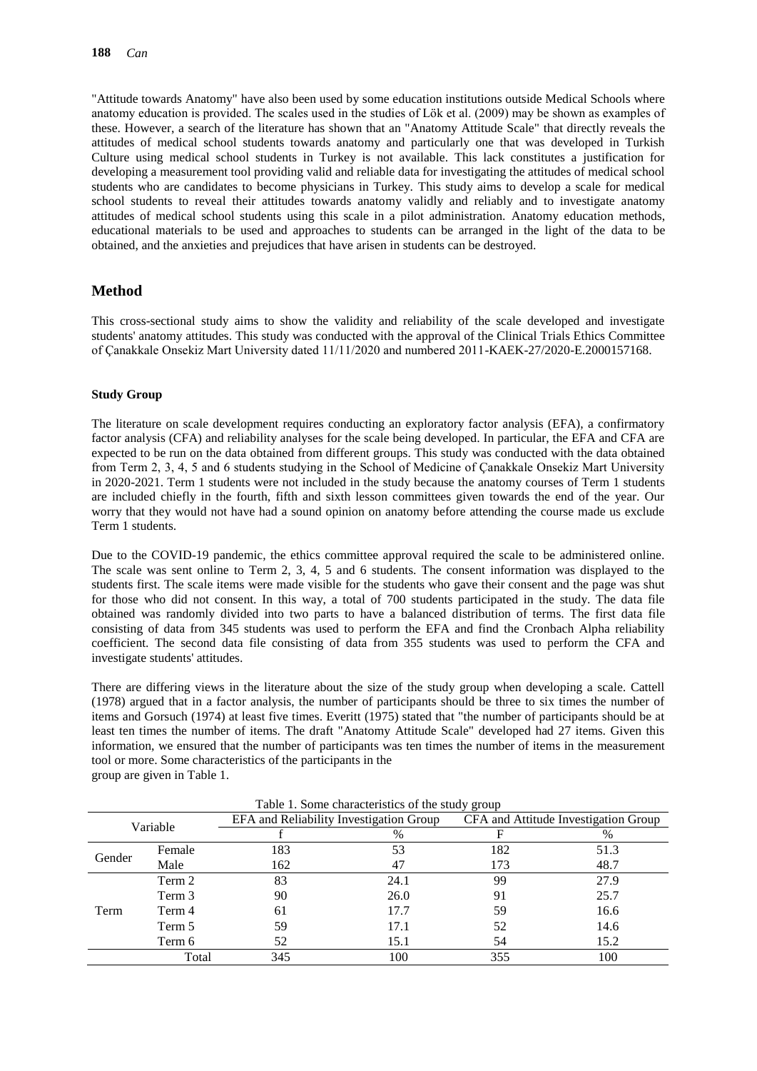"Attitude towards Anatomy" have also been used by some education institutions outside Medical Schools where anatomy education is provided. The scales used in the studies of Lök et al. (2009) may be shown as examples of these. However, a search of the literature has shown that an "Anatomy Attitude Scale" that directly reveals the attitudes of medical school students towards anatomy and particularly one that was developed in Turkish Culture using medical school students in Turkey is not available. This lack constitutes a justification for developing a measurement tool providing valid and reliable data for investigating the attitudes of medical school students who are candidates to become physicians in Turkey. This study aims to develop a scale for medical school students to reveal their attitudes towards anatomy validly and reliably and to investigate anatomy attitudes of medical school students using this scale in a pilot administration. Anatomy education methods, educational materials to be used and approaches to students can be arranged in the light of the data to be obtained, and the anxieties and prejudices that have arisen in students can be destroyed.

## Method

This cross-sectional study aims to show the validity and reliability of the scale developed and investigate students' anatomy attitudes. This study was conducted with the approval of the Clinical Trials Ethics Committee of Çanakkale Onsekiz Mart University dated 11/11/2020 and numbered 2011-KAEK-27/2020-E.2000157168.

### Study Group

The literature on scale development requires conducting an exploratory factor analysis (EFA), a confirmatory factor analysis (CFA) and reliability analyses for the scale being developed. In particular, the EFA and CFA are expected to be run on the data obtained from different groups. This study was conducted with the data obtained from Term 2, 3, 4, 5 and 6 students studying in the School of Medicine of Çanakkale Onsekiz Mart University in 2020-2021. Term 1 students were not included in the study because the anatomy courses of Term 1 students are included chiefly in the fourth, fifth and sixth lesson committees given towards the end of the year. Our worry that they would not have had a sound opinion on anatomy before attending the course made us exclude Term 1 students.

Due to the COVID-19 pandemic, the ethics committee approval required the scale to be administered online. The scale was sent online to Term 2, 3, 4, 5 and 6 students. The consent information was displayed to the students first. The scale items were made visible for the students who gave their consent and the page was shut for those who did not consent. In this way, a total of 700 students participated in the study. The data file obtained was randomly divided into two parts to have a balanced distribution of terms. The first data file consisting of data from 345 students was used to perform the EFA and find the Cronbach Alpha reliability coefficient. The second data file consisting of data from 355 students was used to perform the CFA and investigate students' attitudes.

There are differing views in the literature about the size of the study group when developing a scale. Cattell (1978) argued that in a factor analysis, the number of participants should be three to six times the number of items and Gorsuch (1974) at least five times. Everitt (1975) stated that "the number of participants should be at least ten times the number of items. The draft "Anatomy Attitude Scale" developed had 27 items. Given this information, we ensured that the number of participants was ten times the number of items in the measurement tool or more. Some characteristics of the participants in the group are given in Table 1.

Table 1. Some characteristics of the study group

| Variable | | EFA and Reliability Investigation Group | | CFA and Attitude Investigation Group | |
|---|---|---|---|---|---|
| | | f | % | F | % |
| Gender | Female | 183 | 53 | 182 | 51.3 |
| | Male | 162 | 47 | 173 | 48.7 |
| Term | Term 2 | 83 | 24.1 | 99 | 27.9 |
| | Term 3 | 90 | 26.0 | 91 | 25.7 |
| | Term 4 | 61 | 17.7 | 59 | 16.6 |
| | Term 5 | 59 | 17.1 | 52 | 14.6 |
| | Term 6 | 52 | 15.1 | 54 | 15.2 |
| Total | | 345 | 100 | 355 | 100 |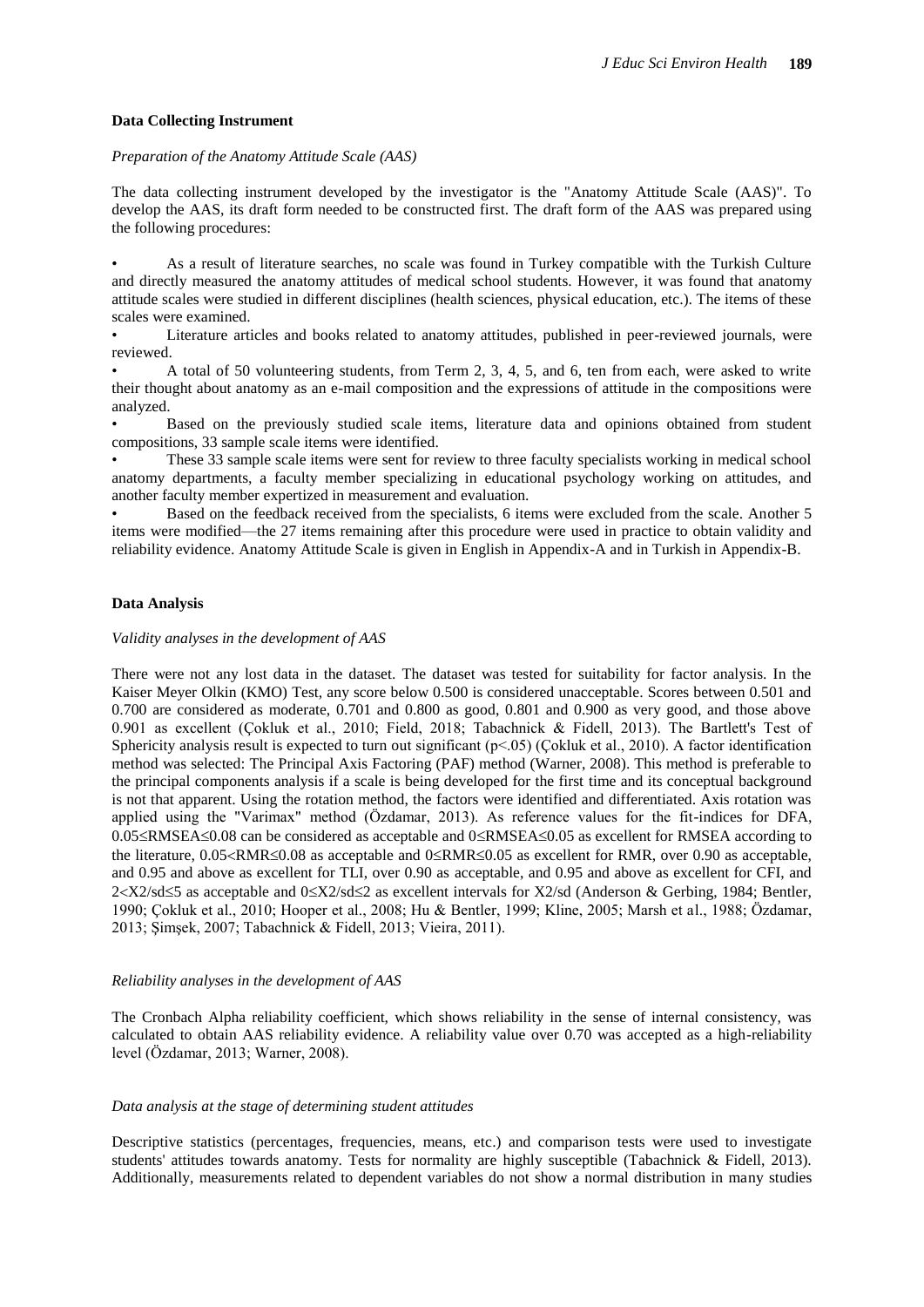### Data Collecting Instrument

*Preparation of the Anatomy Attitude Scale (AAS)*

The data collecting instrument developed by the investigator is the "Anatomy Attitude Scale (AAS)". To develop the AAS, its draft form needed to be constructed first. The draft form of the AAS was prepared using the following procedures:

- As a result of literature searches, no scale was found in Turkey compatible with the Turkish Culture and directly measured the anatomy attitudes of medical school students. However, it was found that anatomy attitude scales were studied in different disciplines (health sciences, physical education, etc.). The items of these scales were examined.
- Literature articles and books related to anatomy attitudes, published in peer-reviewed journals, were reviewed.
- A total of 50 volunteering students, from Term 2, 3, 4, 5, and 6, ten from each, were asked to write their thought about anatomy as an e-mail composition and the expressions of attitude in the compositions were analyzed.
- Based on the previously studied scale items, literature data and opinions obtained from student compositions, 33 sample scale items were identified.
- These 33 sample scale items were sent for review to three faculty specialists working in medical school anatomy departments, a faculty member specializing in educational psychology working on attitudes, and another faculty member expertized in measurement and evaluation.
- Based on the feedback received from the specialists, 6 items were excluded from the scale. Another 5 items were modified—the 27 items remaining after this procedure were used in practice to obtain validity and reliability evidence. Anatomy Attitude Scale is given in English in Appendix-A and in Turkish in Appendix-B.

### Data Analysis

*Validity analyses in the development of AAS*

There were not any lost data in the dataset. The dataset was tested for suitability for factor analysis. In the Kaiser Meyer Olkin (KMO) Test, any score below 0.500 is considered unacceptable. Scores between 0.501 and 0.700 are considered as moderate, 0.701 and 0.800 as good, 0.801 and 0.900 as very good, and those above 0.901 as excellent (Çokluk et al., 2010; Field, 2018; Tabachnick & Fidell, 2013). The Bartlett's Test of Sphericity analysis result is expected to turn out significant ($p<.05$) (Çokluk et al., 2010). A factor identification method was selected: The Principal Axis Factoring (PAF) method (Warner, 2008). This method is preferable to the principal components analysis if a scale is being developed for the first time and its conceptual background is not that apparent. Using the rotation method, the factors were identified and differentiated. Axis rotation was applied using the "Varimax" method (Özdamar, 2013). As reference values for the fit-indices for DFA, $0.05\leq RMSEA\leq 0.08$ can be considered as acceptable and $0\leq RMSEA\leq 0.05$ as excellent for RMSEA according to the literature, $0.05<RMR\leq 0.08$ as acceptable and $0\leq RMR\leq 0.05$ as excellent for RMR, over 0.90 as acceptable, and 0.95 and above as excellent for TLI, over 0.90 as acceptable, and 0.95 and above as excellent for CFI, and $2<X2/sd\leq 5$ as acceptable and $0\leq X2/sd\leq 2$ as excellent intervals for X2/sd (Anderson & Gerbing, 1984; Bentler, 1990; Çokluk et al., 2010; Hooper et al., 2008; Hu & Bentler, 1999; Kline, 2005; Marsh et al., 1988; Özdamar, 2013; Şimşek, 2007; Tabachnick & Fidell, 2013; Vieira, 2011).

*Reliability analyses in the development of AAS*

The Cronbach Alpha reliability coefficient, which shows reliability in the sense of internal consistency, was calculated to obtain AAS reliability evidence. A reliability value over 0.70 was accepted as a high-reliability level (Özdamar, 2013; Warner, 2008).

*Data analysis at the stage of determining student attitudes*

Descriptive statistics (percentages, frequencies, means, etc.) and comparison tests were used to investigate students' attitudes towards anatomy. Tests for normality are highly susceptible (Tabachnick & Fidell, 2013). Additionally, measurements related to dependent variables do not show a normal distribution in many studies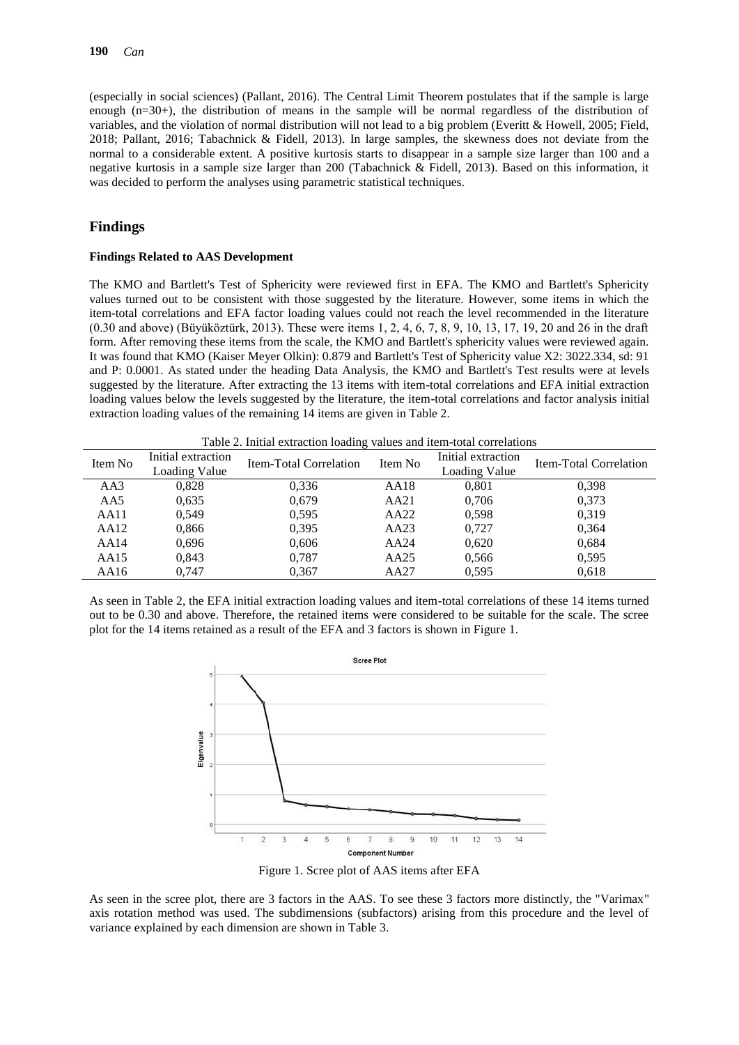(especially in social sciences) (Pallant, 2016). The Central Limit Theorem postulates that if the sample is large enough (n=30+), the distribution of means in the sample will be normal regardless of the distribution of variables, and the violation of normal distribution will not lead to a big problem (Everitt & Howell, 2005; Field, 2018; Pallant, 2016; Tabachnick & Fidell, 2013). In large samples, the skewness does not deviate from the normal to a considerable extent. A positive kurtosis starts to disappear in a sample size larger than 100 and a negative kurtosis in a sample size larger than 200 (Tabachnick & Fidell, 2013). Based on this information, it was decided to perform the analyses using parametric statistical techniques.

## Findings

### Findings Related to AAS Development

The KMO and Bartlett's Test of Sphericity were reviewed first in EFA. The KMO and Bartlett's Sphericity values turned out to be consistent with those suggested by the literature. However, some items in which the item-total correlations and EFA factor loading values could not reach the level recommended in the literature (0.30 and above) (Büyüköztürk, 2013). These were items 1, 2, 4, 6, 7, 8, 9, 10, 13, 17, 19, 20 and 26 in the draft form. After removing these items from the scale, the KMO and Bartlett's sphericity values were reviewed again. It was found that KMO (Kaiser Meyer Olkin): 0.879 and Bartlett's Test of Sphericity value X2: 3022.334, sd: 91 and P: 0.0001. As stated under the heading Data Analysis, the KMO and Bartlett's Test results were at levels suggested by the literature. After extracting the 13 items with item-total correlations and EFA initial extraction loading values below the levels suggested by the literature, the item-total correlations and factor analysis initial extraction loading values of the remaining 14 items are given in Table 2.

Table 2. Initial extraction loading values and item-total correlations

| Item No | Initial extraction Loading Value | Item-Total Correlation | Item No | Initial extraction Loading Value | Item-Total Correlation |
|---|---|---|---|---|---|
| AA3 | 0,828 | 0,336 | AA18 | 0,801 | 0,398 |
| AA5 | 0,635 | 0,679 | AA21 | 0,706 | 0,373 |
| AA11 | 0,549 | 0,595 | AA22 | 0,598 | 0,319 |
| AA12 | 0,866 | 0,395 | AA23 | 0,727 | 0,364 |
| AA14 | 0,696 | 0,606 | AA24 | 0,620 | 0,684 |
| AA15 | 0,843 | 0,787 | AA25 | 0,566 | 0,595 |
| AA16 | 0,747 | 0,367 | AA27 | 0,595 | 0,618 |

As seen in Table 2, the EFA initial extraction loading values and item-total correlations of these 14 items turned out to be 0.30 and above. Therefore, the retained items were considered to be suitable for the scale. The scree plot for the 14 items retained as a result of the EFA and 3 factors is shown in Figure 1.

Figure 1. Scree plot of AAS items after EFA

As seen in the scree plot, there are 3 factors in the AAS. To see these 3 factors more distinctly, the "Varimax" axis rotation method was used. The subdimensions (subfactors) arising from this procedure and the level of variance explained by each dimension are shown in Table 3.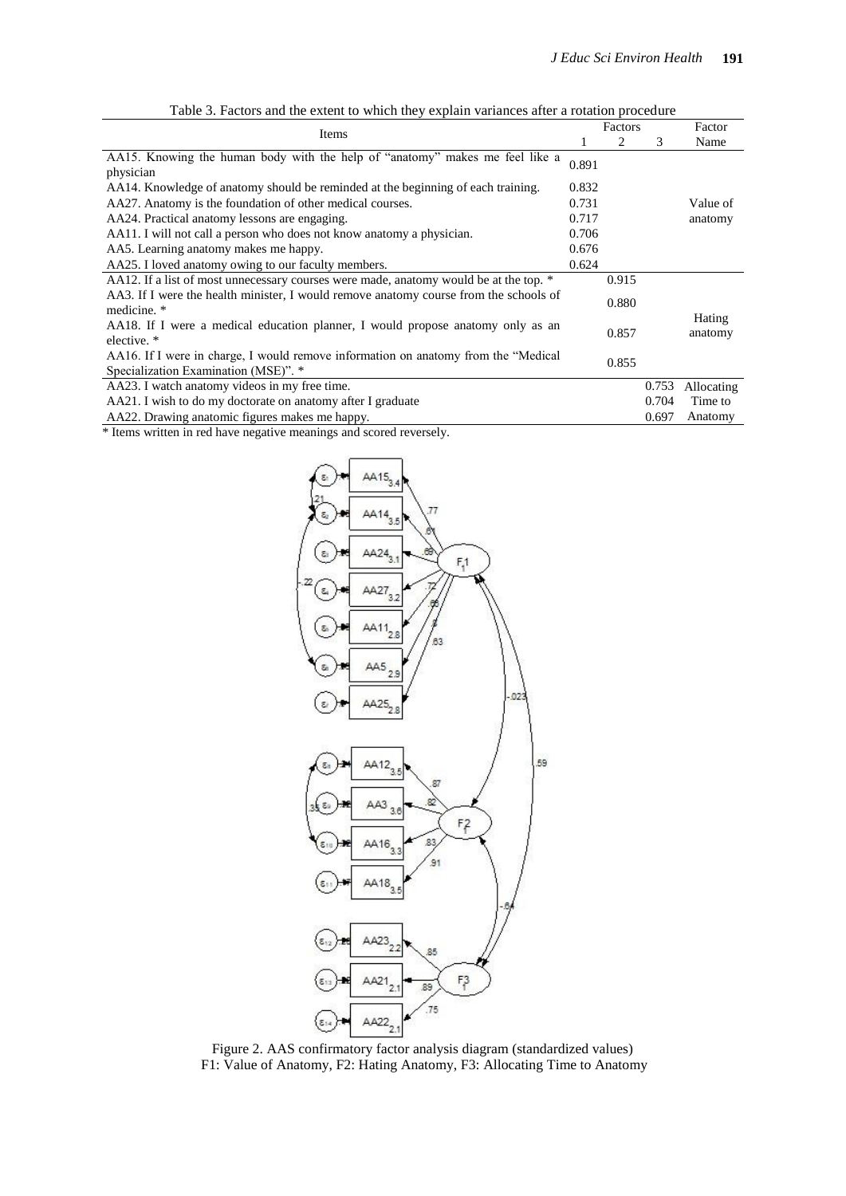Table 3. Factors and the extent to which they explain variances after a rotation procedure

| Items | Factors | | | Factor Name |
|---|---|---|---|---|
| | 1 | 2 | 3 | |
| AA15. Knowing the human body with the help of "anatomy" makes me feel like a physician | 0.891 | | | Value of anatomy |
| AA14. Knowledge of anatomy should be reminded at the beginning of each training. | 0.832 | | | |
| AA27. Anatomy is the foundation of other medical courses. | 0.731 | | | |
| AA24. Practical anatomy lessons are engaging. | 0.717 | | | |
| AA11. I will not call a person who does not know anatomy a physician. | 0.706 | | | |
| AA5. Learning anatomy makes me happy. | 0.676 | | | |
| AA25. I loved anatomy owing to our faculty members. | 0.624 | | | |
| AA12. If a list of most unnecessary courses were made, anatomy would be at the top. * | | 0.915 | | Hating anatomy |
| AA3. If I were the health minister, I would remove anatomy course from the schools of medicine. * | | 0.880 | | |
| AA18. If I were a medical education planner, I would propose anatomy only as an elective. * | | 0.857 | | |
| AA16. If I were in charge, I would remove information on anatomy from the "Medical Specialization Examination (MSE)". * | | 0.855 | | |
| AA23. I watch anatomy videos in my free time. | | | 0.753 | Allocating Time to Anatomy |
| AA21. I wish to do my doctorate on anatomy after I graduate | | | 0.704 | |
| AA22. Drawing anatomic figures makes me happy. | | | 0.697 | |

\* Items written in red have negative meanings and scored reversely.

Figure 2. AAS confirmatory factor analysis diagram (standardized values)
F1: Value of Anatomy, F2: Hating Anatomy, F3: Allocating Time to Anatomy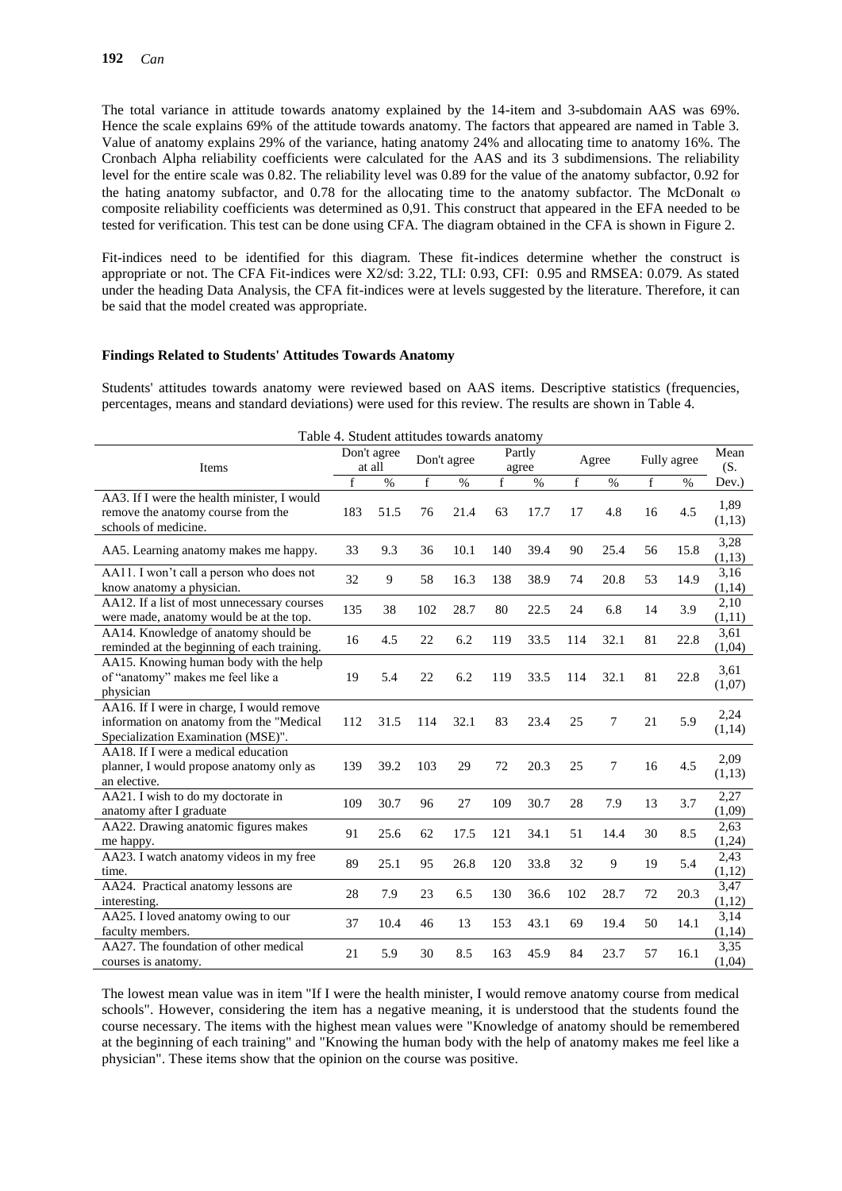The total variance in attitude towards anatomy explained by the 14-item and 3-subdomain AAS was 69%. Hence the scale explains 69% of the attitude towards anatomy. The factors that appeared are named in Table 3. Value of anatomy explains 29% of the variance, hating anatomy 24% and allocating time to anatomy 16%. The Cronbach Alpha reliability coefficients were calculated for the AAS and its 3 subdimensions. The reliability level for the entire scale was 0.82. The reliability level was 0.89 for the value of the anatomy subfactor, 0.92 for the hating anatomy subfactor, and 0.78 for the allocating time to the anatomy subfactor. The McDonalt ω composite reliability coefficients was determined as 0,91. This construct that appeared in the EFA needed to be tested for verification. This test can be done using CFA. The diagram obtained in the CFA is shown in Figure 2.

Fit-indices need to be identified for this diagram. These fit-indices determine whether the construct is appropriate or not. The CFA Fit-indices were X2/sd: 3.22, TLI: 0.93, CFI: 0.95 and RMSEA: 0.079. As stated under the heading Data Analysis, the CFA fit-indices were at levels suggested by the literature. Therefore, it can be said that the model created was appropriate.

**Findings Related to Students' Attitudes Towards Anatomy**

Students' attitudes towards anatomy were reviewed based on AAS items. Descriptive statistics (frequencies, percentages, means and standard deviations) were used for this review. The results are shown in Table 4.

Table 4. Student attitudes towards anatomy

| Items | Don't agree at all | | Don't agree | | Partly agree | | Agree | | Fully agree | | Mean (S. Dev.) |
|---|---|---|---|---|---|---|---|---|---|---|---|
| | f | % | f | % | f | % | f | % | f | % | |
| AA3. If I were the health minister, I would remove the anatomy course from the schools of medicine. | 183 | 51.5 | 76 | 21.4 | 63 | 17.7 | 17 | 4.8 | 16 | 4.5 | 1,89 (1,13) |
| AA5. Learning anatomy makes me happy. | 33 | 9.3 | 36 | 10.1 | 140 | 39.4 | 90 | 25.4 | 56 | 15.8 | 3,28 (1,13) |
| AA11. I won't call a person who does not know anatomy a physician. | 32 | 9 | 58 | 16.3 | 138 | 38.9 | 74 | 20.8 | 53 | 14.9 | 3,16 (1,14) |
| AA12. If a list of most unnecessary courses were made, anatomy would be at the top. | 135 | 38 | 102 | 28.7 | 80 | 22.5 | 24 | 6.8 | 14 | 3.9 | 2,10 (1,11) |
| AA14. Knowledge of anatomy should be reminded at the beginning of each training. | 16 | 4.5 | 22 | 6.2 | 119 | 33.5 | 114 | 32.1 | 81 | 22.8 | 3,61 (1,04) |
| AA15. Knowing human body with the help of "anatomy" makes me feel like a physician | 19 | 5.4 | 22 | 6.2 | 119 | 33.5 | 114 | 32.1 | 81 | 22.8 | 3,61 (1,07) |
| AA16. If I were in charge, I would remove information on anatomy from the "Medical Specialization Examination (MSE)". | 112 | 31.5 | 114 | 32.1 | 83 | 23.4 | 25 | 7 | 21 | 5.9 | 2,24 (1,14) |
| AA18. If I were a medical education planner, I would propose anatomy only as an elective. | 139 | 39.2 | 103 | 29 | 72 | 20.3 | 25 | 7 | 16 | 4.5 | 2,09 (1,13) |
| AA21. I wish to do my doctorate in anatomy after I graduate | 109 | 30.7 | 96 | 27 | 109 | 30.7 | 28 | 7.9 | 13 | 3.7 | 2,27 (1,09) |
| AA22. Drawing anatomic figures makes me happy. | 91 | 25.6 | 62 | 17.5 | 121 | 34.1 | 51 | 14.4 | 30 | 8.5 | 2,63 (1,24) |
| AA23. I watch anatomy videos in my free time. | 89 | 25.1 | 95 | 26.8 | 120 | 33.8 | 32 | 9 | 19 | 5.4 | 2,43 (1,12) |
| AA24. Practical anatomy lessons are interesting. | 28 | 7.9 | 23 | 6.5 | 130 | 36.6 | 102 | 28.7 | 72 | 20.3 | 3,47 (1,12) |
| AA25. I loved anatomy owing to our faculty members. | 37 | 10.4 | 46 | 13 | 153 | 43.1 | 69 | 19.4 | 50 | 14.1 | 3,14 (1,14) |
| AA27. The foundation of other medical courses is anatomy. | 21 | 5.9 | 30 | 8.5 | 163 | 45.9 | 84 | 23.7 | 57 | 16.1 | 3,35 (1,04) |

The lowest mean value was in item "If I were the health minister, I would remove anatomy course from medical schools". However, considering the item has a negative meaning, it is understood that the students found the course necessary. The items with the highest mean values were "Knowledge of anatomy should be remembered at the beginning of each training" and "Knowing the human body with the help of anatomy makes me feel like a physician". These items show that the opinion on the course was positive.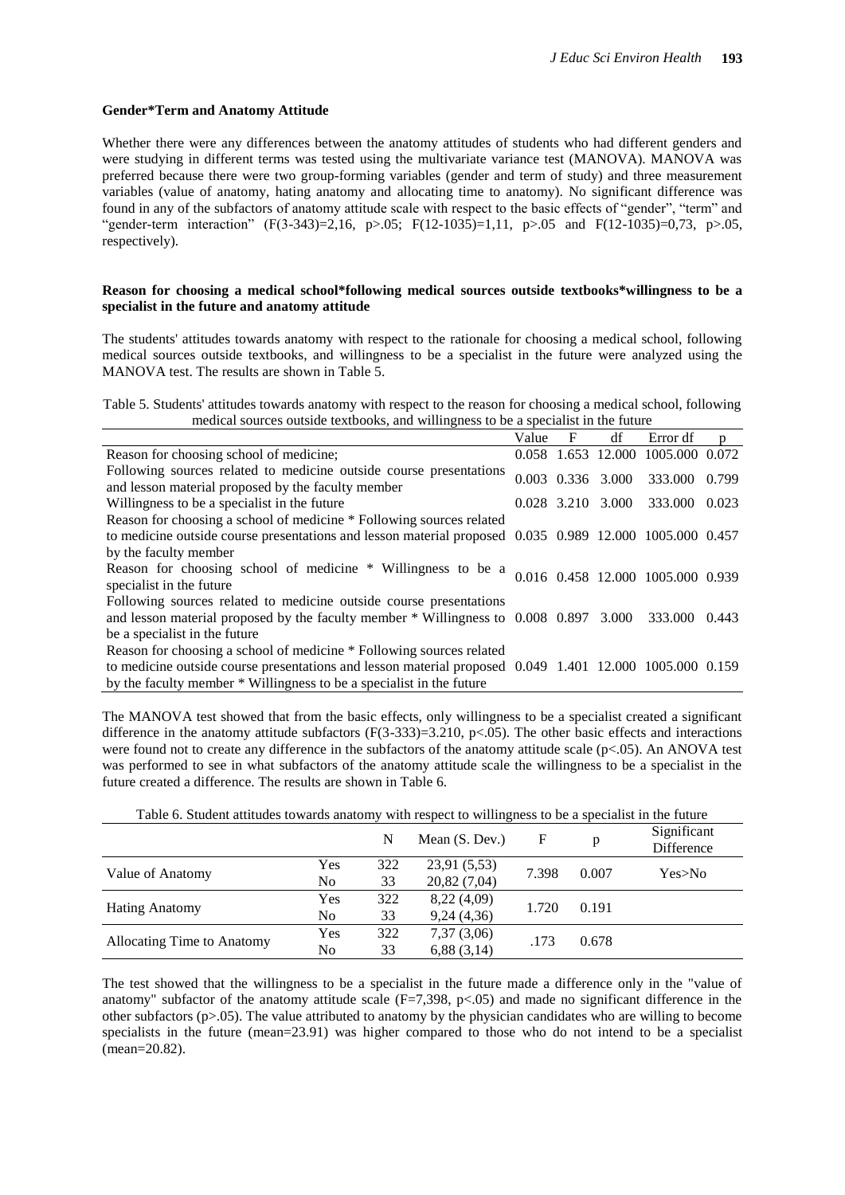**Gender*Term and Anatomy Attitude**

Whether there were any differences between the anatomy attitudes of students who had different genders and were studying in different terms was tested using the multivariate variance test (MANOVA). MANOVA was preferred because there were two group-forming variables (gender and term of study) and three measurement variables (value of anatomy, hating anatomy and allocating time to anatomy). No significant difference was found in any of the subfactors of anatomy attitude scale with respect to the basic effects of "gender", "term" and "gender-term interaction" ($F(3\text{-}343)=2,16$, $p>.05$; $F(12\text{-}1035)=1,11$, $p>.05$ and $F(12\text{-}1035)=0,73$, $p>.05$, respectively).

**Reason for choosing a medical school*following medical sources outside textbooks*willingness to be a specialist in the future and anatomy attitude**

The students' attitudes towards anatomy with respect to the rationale for choosing a medical school, following medical sources outside textbooks, and willingness to be a specialist in the future were analyzed using the MANOVA test. The results are shown in Table 5.

Table 5. Students' attitudes towards anatomy with respect to the reason for choosing a medical school, following medical sources outside textbooks, and willingness to be a specialist in the future

| | Value | F | df | Error df | p |
|---|---|---|---|---|---|
| Reason for choosing school of medicine; | 0.058 | 1.653 | 12.000 | 1005.000 | 0.072 |
| Following sources related to medicine outside course presentations and lesson material proposed by the faculty member | 0.003 | 0.336 | 3.000 | 333.000 | 0.799 |
| Willingness to be a specialist in the future | 0.028 | 3.210 | 3.000 | 333.000 | 0.023 |
| Reason for choosing a school of medicine * Following sources related to medicine outside course presentations and lesson material proposed by the faculty member | 0.035 | 0.989 | 12.000 | 1005.000 | 0.457 |
| Reason for choosing school of medicine * Willingness to be a specialist in the future | 0.016 | 0.458 | 12.000 | 1005.000 | 0.939 |
| Following sources related to medicine outside course presentations and lesson material proposed by the faculty member * Willingness to be a specialist in the future | 0.008 | 0.897 | 3.000 | 333.000 | 0.443 |
| Reason for choosing a school of medicine * Following sources related to medicine outside course presentations and lesson material proposed by the faculty member * Willingness to be a specialist in the future | 0.049 | 1.401 | 12.000 | 1005.000 | 0.159 |

The MANOVA test showed that from the basic effects, only willingness to be a specialist created a significant difference in the anatomy attitude subfactors ($F(3\text{-}333)=3.210$, $p<.05$). The other basic effects and interactions were found not to create any difference in the subfactors of the anatomy attitude scale ($p<.05$). An ANOVA test was performed to see in what subfactors of the anatomy attitude scale the willingness to be a specialist in the future created a difference. The results are shown in Table 6.

Table 6. Student attitudes towards anatomy with respect to willingness to be a specialist in the future

| | | N | Mean (S. Dev.) | F | p | Significant Difference |
|---|---|---|---|---|---|---|
| Value of Anatomy | Yes | 322 | 23,91 (5,53) | 7.398 | 0.007 | Yes>No |
| | No | 33 | 20,82 (7,04) | | | |
| Hating Anatomy | Yes | 322 | 8,22 (4,09) | 1.720 | 0.191 | |
| | No | 33 | 9,24 (4,36) | | | |
| Allocating Time to Anatomy | Yes | 322 | 7,37 (3,06) | .173 | 0.678 | |
| | No | 33 | 6,88 (3,14) | | | |

The test showed that the willingness to be a specialist in the future made a difference only in the "value of anatomy" subfactor of the anatomy attitude scale ($F=7,398$, $p<.05$) and made no significant difference in the other subfactors ($p>.05$). The value attributed to anatomy by the physician candidates who are willing to become specialists in the future (mean=23.91) was higher compared to those who do not intend to be a specialist (mean=20.82).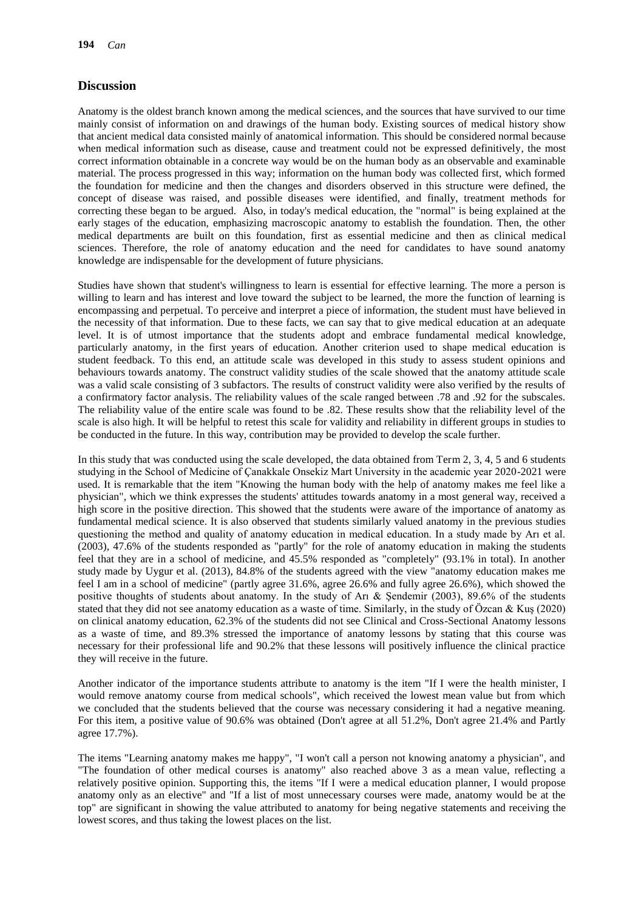## Discussion

Anatomy is the oldest branch known among the medical sciences, and the sources that have survived to our time mainly consist of information on and drawings of the human body. Existing sources of medical history show that ancient medical data consisted mainly of anatomical information. This should be considered normal because when medical information such as disease, cause and treatment could not be expressed definitively, the most correct information obtainable in a concrete way would be on the human body as an observable and examinable material. The process progressed in this way; information on the human body was collected first, which formed the foundation for medicine and then the changes and disorders observed in this structure were defined, the concept of disease was raised, and possible diseases were identified, and finally, treatment methods for correcting these began to be argued. Also, in today's medical education, the "normal" is being explained at the early stages of the education, emphasizing macroscopic anatomy to establish the foundation. Then, the other medical departments are built on this foundation, first as essential medicine and then as clinical medical sciences. Therefore, the role of anatomy education and the need for candidates to have sound anatomy knowledge are indispensable for the development of future physicians.

Studies have shown that student's willingness to learn is essential for effective learning. The more a person is willing to learn and has interest and love toward the subject to be learned, the more the function of learning is encompassing and perpetual. To perceive and interpret a piece of information, the student must have believed in the necessity of that information. Due to these facts, we can say that to give medical education at an adequate level. It is of utmost importance that the students adopt and embrace fundamental medical knowledge, particularly anatomy, in the first years of education. Another criterion used to shape medical education is student feedback. To this end, an attitude scale was developed in this study to assess student opinions and behaviours towards anatomy. The construct validity studies of the scale showed that the anatomy attitude scale was a valid scale consisting of 3 subfactors. The results of construct validity were also verified by the results of a confirmatory factor analysis. The reliability values of the scale ranged between .78 and .92 for the subscales. The reliability value of the entire scale was found to be .82. These results show that the reliability level of the scale is also high. It will be helpful to retest this scale for validity and reliability in different groups in studies to be conducted in the future. In this way, contribution may be provided to develop the scale further.

In this study that was conducted using the scale developed, the data obtained from Term 2, 3, 4, 5 and 6 students studying in the School of Medicine of Çanakkale Onsekiz Mart University in the academic year 2020-2021 were used. It is remarkable that the item "Knowing the human body with the help of anatomy makes me feel like a physician", which we think expresses the students' attitudes towards anatomy in a most general way, received a high score in the positive direction. This showed that the students were aware of the importance of anatomy as fundamental medical science. It is also observed that students similarly valued anatomy in the previous studies questioning the method and quality of anatomy education in medical education. In a study made by Arı et al. (2003), 47.6% of the students responded as "partly" for the role of anatomy education in making the students feel that they are in a school of medicine, and 45.5% responded as "completely" (93.1% in total). In another study made by Uygur et al. (2013), 84.8% of the students agreed with the view "anatomy education makes me feel I am in a school of medicine" (partly agree 31.6%, agree 26.6% and fully agree 26.6%), which showed the positive thoughts of students about anatomy. In the study of Arı & Şendemir (2003), 89.6% of the students stated that they did not see anatomy education as a waste of time. Similarly, in the study of Özcan & Kuş (2020) on clinical anatomy education, 62.3% of the students did not see Clinical and Cross-Sectional Anatomy lessons as a waste of time, and 89.3% stressed the importance of anatomy lessons by stating that this course was necessary for their professional life and 90.2% that these lessons will positively influence the clinical practice they will receive in the future.

Another indicator of the importance students attribute to anatomy is the item "If I were the health minister, I would remove anatomy course from medical schools", which received the lowest mean value but from which we concluded that the students believed that the course was necessary considering it had a negative meaning. For this item, a positive value of 90.6% was obtained (Don't agree at all 51.2%, Don't agree 21.4% and Partly agree 17.7%).

The items "Learning anatomy makes me happy", "I won't call a person not knowing anatomy a physician", and "The foundation of other medical courses is anatomy" also reached above 3 as a mean value, reflecting a relatively positive opinion. Supporting this, the items "If I were a medical education planner, I would propose anatomy only as an elective" and "If a list of most unnecessary courses were made, anatomy would be at the top" are significant in showing the value attributed to anatomy for being negative statements and receiving the lowest scores, and thus taking the lowest places on the list.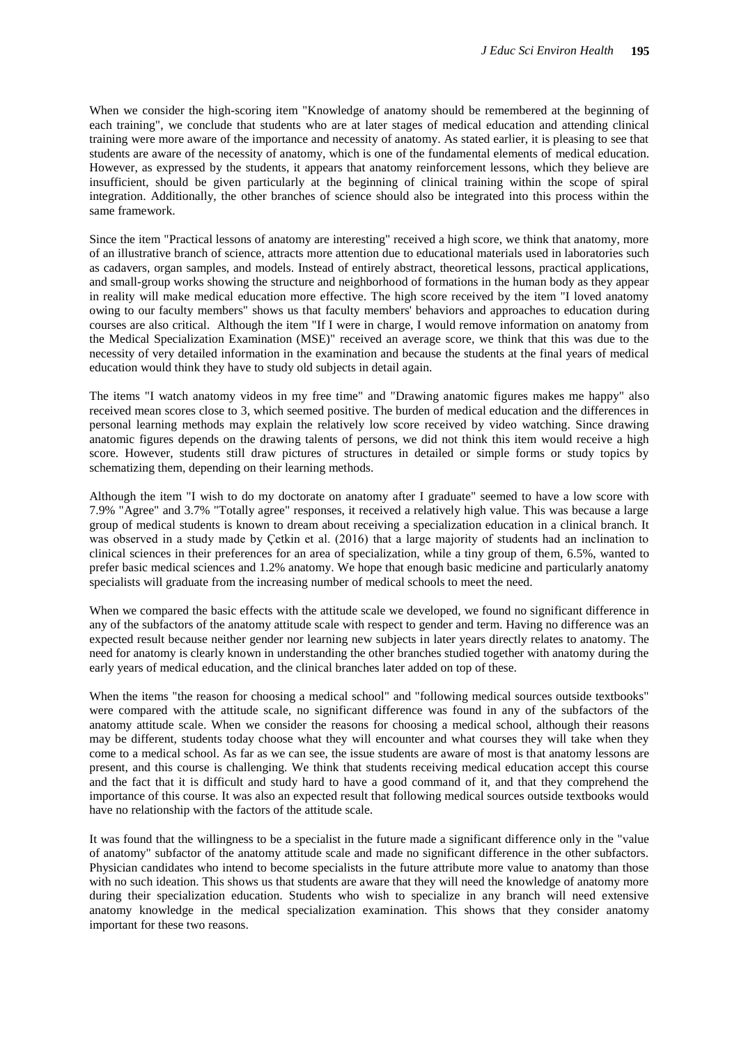When we consider the high-scoring item "Knowledge of anatomy should be remembered at the beginning of each training", we conclude that students who are at later stages of medical education and attending clinical training were more aware of the importance and necessity of anatomy. As stated earlier, it is pleasing to see that students are aware of the necessity of anatomy, which is one of the fundamental elements of medical education. However, as expressed by the students, it appears that anatomy reinforcement lessons, which they believe are insufficient, should be given particularly at the beginning of clinical training within the scope of spiral integration. Additionally, the other branches of science should also be integrated into this process within the same framework.

Since the item "Practical lessons of anatomy are interesting" received a high score, we think that anatomy, more of an illustrative branch of science, attracts more attention due to educational materials used in laboratories such as cadavers, organ samples, and models. Instead of entirely abstract, theoretical lessons, practical applications, and small-group works showing the structure and neighborhood of formations in the human body as they appear in reality will make medical education more effective. The high score received by the item "I loved anatomy owing to our faculty members" shows us that faculty members' behaviors and approaches to education during courses are also critical. Although the item "If I were in charge, I would remove information on anatomy from the Medical Specialization Examination (MSE)" received an average score, we think that this was due to the necessity of very detailed information in the examination and because the students at the final years of medical education would think they have to study old subjects in detail again.

The items "I watch anatomy videos in my free time" and "Drawing anatomic figures makes me happy" also received mean scores close to 3, which seemed positive. The burden of medical education and the differences in personal learning methods may explain the relatively low score received by video watching. Since drawing anatomic figures depends on the drawing talents of persons, we did not think this item would receive a high score. However, students still draw pictures of structures in detailed or simple forms or study topics by schematizing them, depending on their learning methods.

Although the item "I wish to do my doctorate on anatomy after I graduate" seemed to have a low score with 7.9% "Agree" and 3.7% "Totally agree" responses, it received a relatively high value. This was because a large group of medical students is known to dream about receiving a specialization education in a clinical branch. It was observed in a study made by Çetkin et al. (2016) that a large majority of students had an inclination to clinical sciences in their preferences for an area of specialization, while a tiny group of them, 6.5%, wanted to prefer basic medical sciences and 1.2% anatomy. We hope that enough basic medicine and particularly anatomy specialists will graduate from the increasing number of medical schools to meet the need.

When we compared the basic effects with the attitude scale we developed, we found no significant difference in any of the subfactors of the anatomy attitude scale with respect to gender and term. Having no difference was an expected result because neither gender nor learning new subjects in later years directly relates to anatomy. The need for anatomy is clearly known in understanding the other branches studied together with anatomy during the early years of medical education, and the clinical branches later added on top of these.

When the items "the reason for choosing a medical school" and "following medical sources outside textbooks" were compared with the attitude scale, no significant difference was found in any of the subfactors of the anatomy attitude scale. When we consider the reasons for choosing a medical school, although their reasons may be different, students today choose what they will encounter and what courses they will take when they come to a medical school. As far as we can see, the issue students are aware of most is that anatomy lessons are present, and this course is challenging. We think that students receiving medical education accept this course and the fact that it is difficult and study hard to have a good command of it, and that they comprehend the importance of this course. It was also an expected result that following medical sources outside textbooks would have no relationship with the factors of the attitude scale.

It was found that the willingness to be a specialist in the future made a significant difference only in the "value of anatomy" subfactor of the anatomy attitude scale and made no significant difference in the other subfactors. Physician candidates who intend to become specialists in the future attribute more value to anatomy than those with no such ideation. This shows us that students are aware that they will need the knowledge of anatomy more during their specialization education. Students who wish to specialize in any branch will need extensive anatomy knowledge in the medical specialization examination. This shows that they consider anatomy important for these two reasons.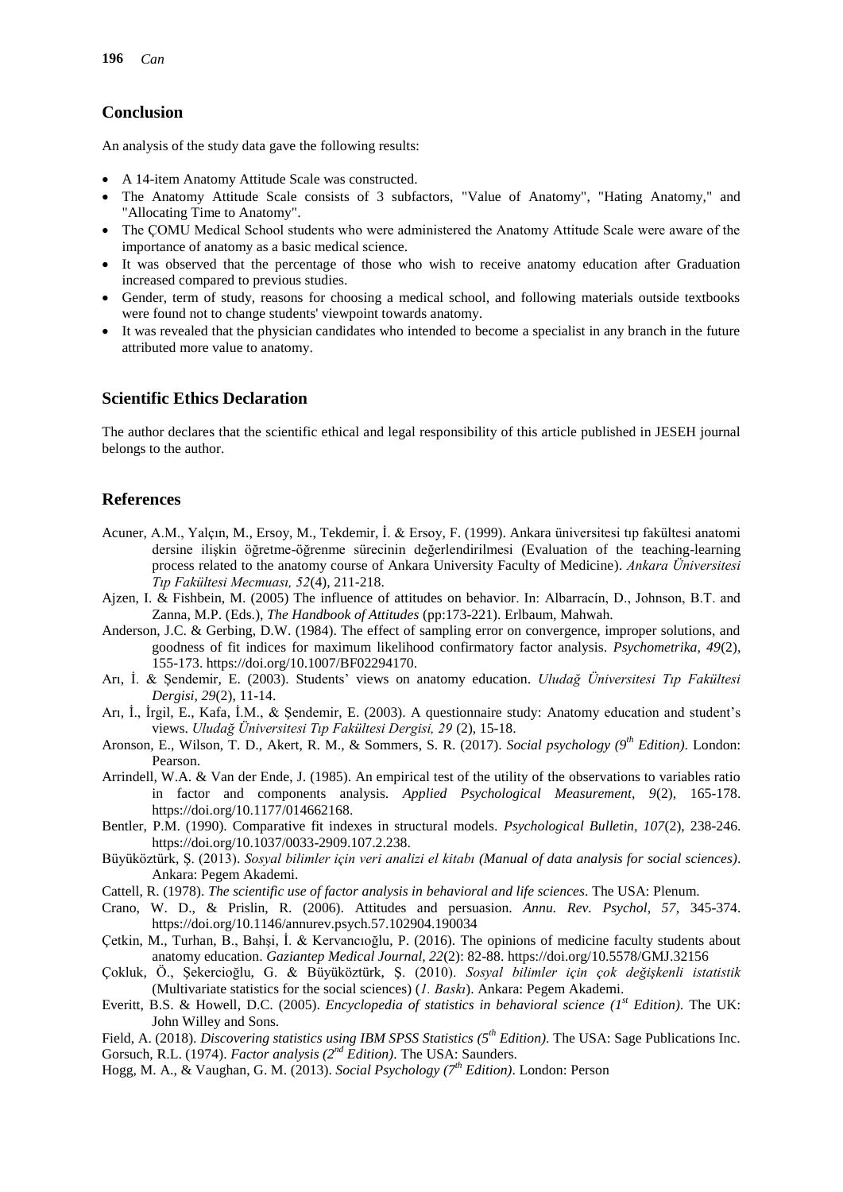## Conclusion

An analysis of the study data gave the following results:

- A 14-item Anatomy Attitude Scale was constructed.
- The Anatomy Attitude Scale consists of 3 subfactors, "Value of Anatomy", "Hating Anatomy," and "Allocating Time to Anatomy".
- The ÇOMU Medical School students who were administered the Anatomy Attitude Scale were aware of the importance of anatomy as a basic medical science.
- It was observed that the percentage of those who wish to receive anatomy education after Graduation increased compared to previous studies.
- Gender, term of study, reasons for choosing a medical school, and following materials outside textbooks were found not to change students' viewpoint towards anatomy.
- It was revealed that the physician candidates who intended to become a specialist in any branch in the future attributed more value to anatomy.

## Scientific Ethics Declaration

The author declares that the scientific ethical and legal responsibility of this article published in JESEH journal belongs to the author.

## References

Acuner, A.M., Yalçın, M., Ersoy, M., Tekdemir, İ. & Ersoy, F. (1999). Ankara üniversitesi tıp fakültesi anatomi dersine ilişkin öğretme-öğrenme sürecinin değerlendirilmesi (Evaluation of the teaching-learning process related to the anatomy course of Ankara University Faculty of Medicine). *Ankara Üniversitesi Tıp Fakültesi Mecmuası, 52*(4), 211-218.

Ajzen, I. & Fishbein, M. (2005) The influence of attitudes on behavior. In: Albarracín, D., Johnson, B.T. and Zanna, M.P. (Eds.), *The Handbook of Attitudes* (pp:173-221). Erlbaum, Mahwah.

Anderson, J.C. & Gerbing, D.W. (1984). The effect of sampling error on convergence, improper solutions, and goodness of fit indices for maximum likelihood confirmatory factor analysis. *Psychometrika, 49*(2), 155-173. https://doi.org/10.1007/BF02294170.

Arı, İ. & Şendemir, E. (2003). Students' views on anatomy education. *Uludağ Üniversitesi Tıp Fakültesi Dergisi, 29*(2), 11-14.

Arı, İ., İrgil, E., Kafa, İ.M., & Şendemir, E. (2003). A questionnaire study: Anatomy education and student's views. *Uludağ Üniversitesi Tıp Fakültesi Dergisi, 29* (2), 15-18.

Aronson, E., Wilson, T. D., Akert, R. M., & Sommers, S. R. (2017). *Social psychology (9th Edition)*. London: Pearson.

Arrindell, W.A. & Van der Ende, J. (1985). An empirical test of the utility of the observations to variables ratio in factor and components analysis. *Applied Psychological Measurement, 9*(2), 165-178. https://doi.org/10.1177/014662168.

Bentler, P.M. (1990). Comparative fit indexes in structural models. *Psychological Bulletin, 107*(2), 238-246. https://doi.org/10.1037/0033-2909.107.2.238.

Büyüköztürk, Ş. (2013). *Sosyal bilimler için veri analizi el kitabı (Manual of data analysis for social sciences)*. Ankara: Pegem Akademi.

Cattell, R. (1978). *The scientific use of factor analysis in behavioral and life sciences*. The USA: Plenum.

Crano, W. D., & Prislin, R. (2006). Attitudes and persuasion. *Annu. Rev. Psychol, 57*, 345-374. https://doi.org/10.1146/annurev.psych.57.102904.190034

Çetkin, M., Turhan, B., Bahşi, İ. & Kervancıoğlu, P. (2016). The opinions of medicine faculty students about anatomy education. *Gaziantep Medical Journal, 22*(2): 82-88. https://doi.org/10.5578/GMJ.32156

Çokluk, Ö., Şekercioğlu, G. & Büyüköztürk, Ş. (2010). *Sosyal bilimler için çok değişkenli istatistik* (Multivariate statistics for the social sciences) (*1. Baskı*). Ankara: Pegem Akademi.

Everitt, B.S. & Howell, D.C. (2005). *Encyclopedia of statistics in behavioral science (1st Edition)*. The UK: John Willey and Sons.

Field, A. (2018). *Discovering statistics using IBM SPSS Statistics (5th Edition)*. The USA: Sage Publications Inc.

Gorsuch, R.L. (1974). *Factor analysis (2nd Edition)*. The USA: Saunders.

Hogg, M. A., & Vaughan, G. M. (2013). *Social Psychology (7th Edition)*. London: Person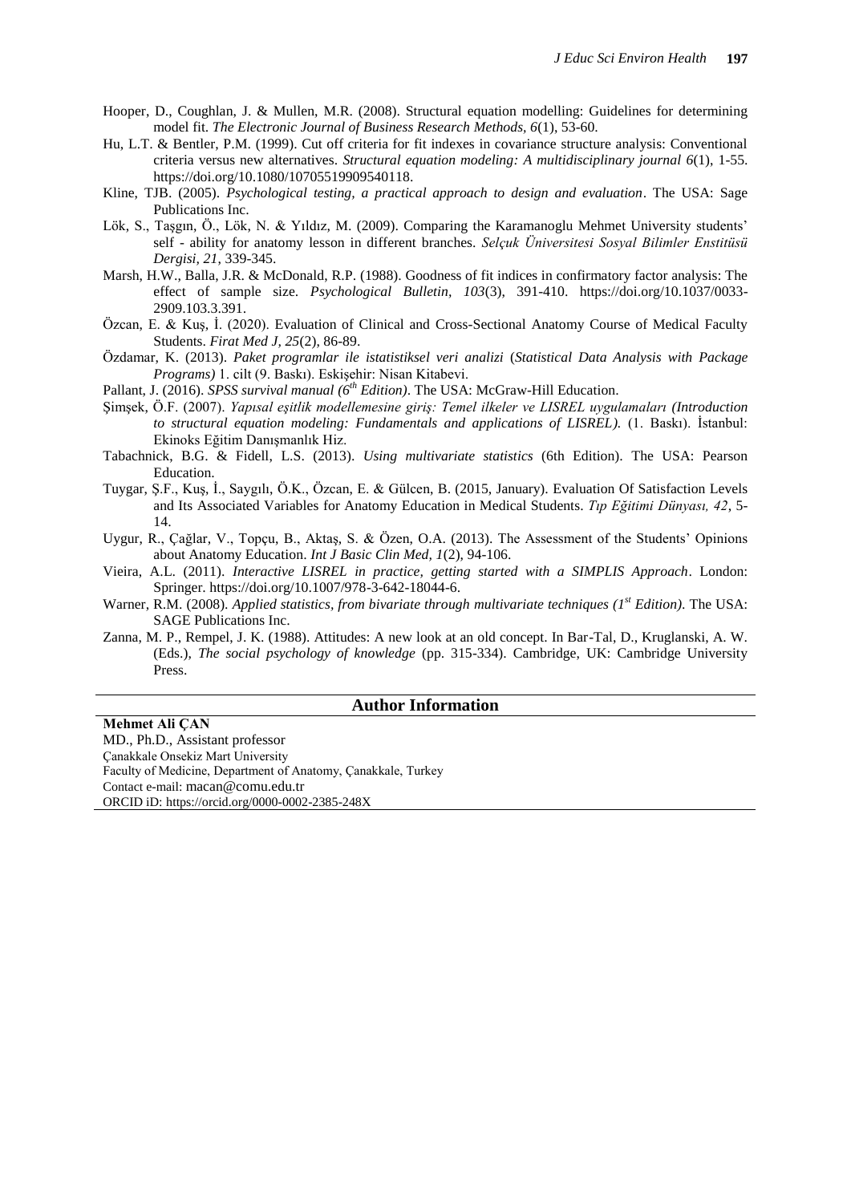Hooper, D., Coughlan, J. & Mullen, M.R. (2008). Structural equation modelling: Guidelines for determining model fit. *The Electronic Journal of Business Research Methods, 6*(1), 53-60.

Hu, L.T. & Bentler, P.M. (1999). Cut off criteria for fit indexes in covariance structure analysis: Conventional criteria versus new alternatives. *Structural equation modeling: A multidisciplinary journal 6*(1), 1-55. https://doi.org/10.1080/10705519909540118.

Kline, TJB. (2005). *Psychological testing, a practical approach to design and evaluation*. The USA: Sage Publications Inc.

Lök, S., Taşgın, Ö., Lök, N. & Yıldız, M. (2009). Comparing the Karamanoglu Mehmet University students' self - ability for anatomy lesson in different branches. *Selçuk Üniversitesi Sosyal Bilimler Enstitüsü Dergisi, 21*, 339-345.

Marsh, H.W., Balla, J.R. & McDonald, R.P. (1988). Goodness of fit indices in confirmatory factor analysis: The effect of sample size. *Psychological Bulletin, 103*(3), 391-410. https://doi.org/10.1037/0033-2909.103.3.391.

Özcan, E. & Kuş, İ. (2020). Evaluation of Clinical and Cross-Sectional Anatomy Course of Medical Faculty Students. *Firat Med J, 25*(2), 86-89.

Özdamar, K. (2013). *Paket programlar ile istatistiksel veri analizi* (*Statistical Data Analysis with Package Programs)* 1. cilt (9. Baskı). Eskişehir: Nisan Kitabevi.

Pallant, J. (2016). *SPSS survival manual (6th Edition)*. The USA: McGraw-Hill Education.

Şimşek, Ö.F. (2007). *Yapısal eşitlik modellemesine giriş: Temel ilkeler ve LISREL uygulamaları (Introduction to structural equation modeling: Fundamentals and applications of LISREL).* (1. Baskı). İstanbul: Ekinoks Eğitim Danışmanlık Hiz.

Tabachnick, B.G. & Fidell, L.S. (2013). *Using multivariate statistics* (6th Edition). The USA: Pearson Education.

Tuygar, Ş.F., Kuş, İ., Saygılı, Ö.K., Özcan, E. & Gülcen, B. (2015, January). Evaluation Of Satisfaction Levels and Its Associated Variables for Anatomy Education in Medical Students. *Tıp Eğitimi Dünyası, 42*, 5-14.

Uygur, R., Çağlar, V., Topçu, B., Aktaş, S. & Özen, O.A. (2013). The Assessment of the Students' Opinions about Anatomy Education. *Int J Basic Clin Med, 1*(2), 94-106.

Vieira, A.L. (2011). *Interactive LISREL in practice, getting started with a SIMPLIS Approach*. London: Springer. https://doi.org/10.1007/978-3-642-18044-6.

Warner, R.M. (2008). *Applied statistics, from bivariate through multivariate techniques (1st Edition)*. The USA: SAGE Publications Inc.

Zanna, M. P., Rempel, J. K. (1988). Attitudes: A new look at an old concept. In Bar-Tal, D., Kruglanski, A. W. (Eds.), *The social psychology of knowledge* (pp. 315-334). Cambridge, UK: Cambridge University Press.

## Author Information

**Mehmet Ali ÇAN**
MD., Ph.D., Assistant professor
Çanakkale Onsekiz Mart University
Faculty of Medicine, Department of Anatomy, Çanakkale, Turkey
Contact e-mail: macan@comu.edu.tr
ORCID iD: https://orcid.org/0000-0002-2385-248X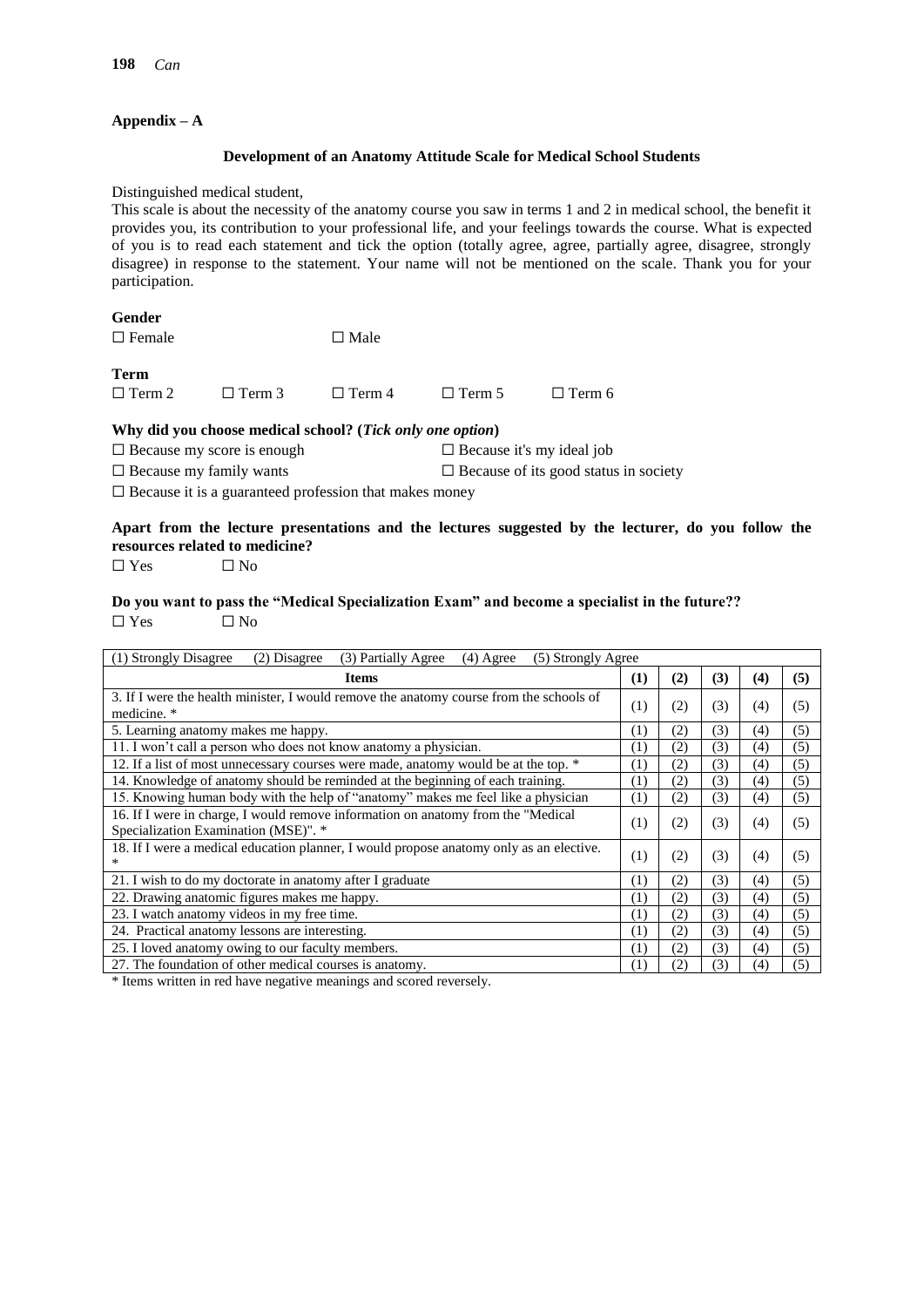## Appendix – A

### Development of an Anatomy Attitude Scale for Medical School Students

Distinguished medical student,

This scale is about the necessity of the anatomy course you saw in terms 1 and 2 in medical school, the benefit it provides you, its contribution to your professional life, and your feelings towards the course. What is expected of you is to read each statement and tick the option (totally agree, agree, partially agree, disagree, strongly disagree) in response to the statement. Your name will not be mentioned on the scale. Thank you for your participation.

**Gender**

☐ Female ☐ Male

**Term**

☐ Term 2 ☐ Term 3 ☐ Term 4 ☐ Term 5 ☐ Term 6

**Why did you choose medical school? (*Tick only one option*)**

☐ Because my score is enough ☐ Because it's my ideal job

☐ Because my family wants ☐ Because of its good status in society

☐ Because it is a guaranteed profession that makes money

**Apart from the lecture presentations and the lectures suggested by the lecturer, do you follow the resources related to medicine?**

☐ Yes ☐ No

**Do you want to pass the "Medical Specialization Exam" and become a specialist in the future??**

☐ Yes ☐ No

(1) Strongly Disagree (2) Disagree (3) Partially Agree (4) Agree (5) Strongly Agree

| Items | (1) | (2) | (3) | (4) | (5) |
|---|---|---|---|---|---|
| 3. If I were the health minister, I would remove the anatomy course from the schools of medicine. * | (1) | (2) | (3) | (4) | (5) |
| 5. Learning anatomy makes me happy. | (1) | (2) | (3) | (4) | (5) |
| 11. I won't call a person who does not know anatomy a physician. | (1) | (2) | (3) | (4) | (5) |
| 12. If a list of most unnecessary courses were made, anatomy would be at the top. * | (1) | (2) | (3) | (4) | (5) |
| 14. Knowledge of anatomy should be reminded at the beginning of each training. | (1) | (2) | (3) | (4) | (5) |
| 15. Knowing human body with the help of "anatomy" makes me feel like a physician | (1) | (2) | (3) | (4) | (5) |
| 16. If I were in charge, I would remove information on anatomy from the "Medical Specialization Examination (MSE)". * | (1) | (2) | (3) | (4) | (5) |
| 18. If I were a medical education planner, I would propose anatomy only as an elective. * | (1) | (2) | (3) | (4) | (5) |
| 21. I wish to do my doctorate in anatomy after I graduate | (1) | (2) | (3) | (4) | (5) |
| 22. Drawing anatomic figures makes me happy. | (1) | (2) | (3) | (4) | (5) |
| 23. I watch anatomy videos in my free time. | (1) | (2) | (3) | (4) | (5) |
| 24. Practical anatomy lessons are interesting. | (1) | (2) | (3) | (4) | (5) |
| 25. I loved anatomy owing to our faculty members. | (1) | (2) | (3) | (4) | (5) |
| 27. The foundation of other medical courses is anatomy. | (1) | (2) | (3) | (4) | (5) |

* Items written in red have negative meanings and scored reversely.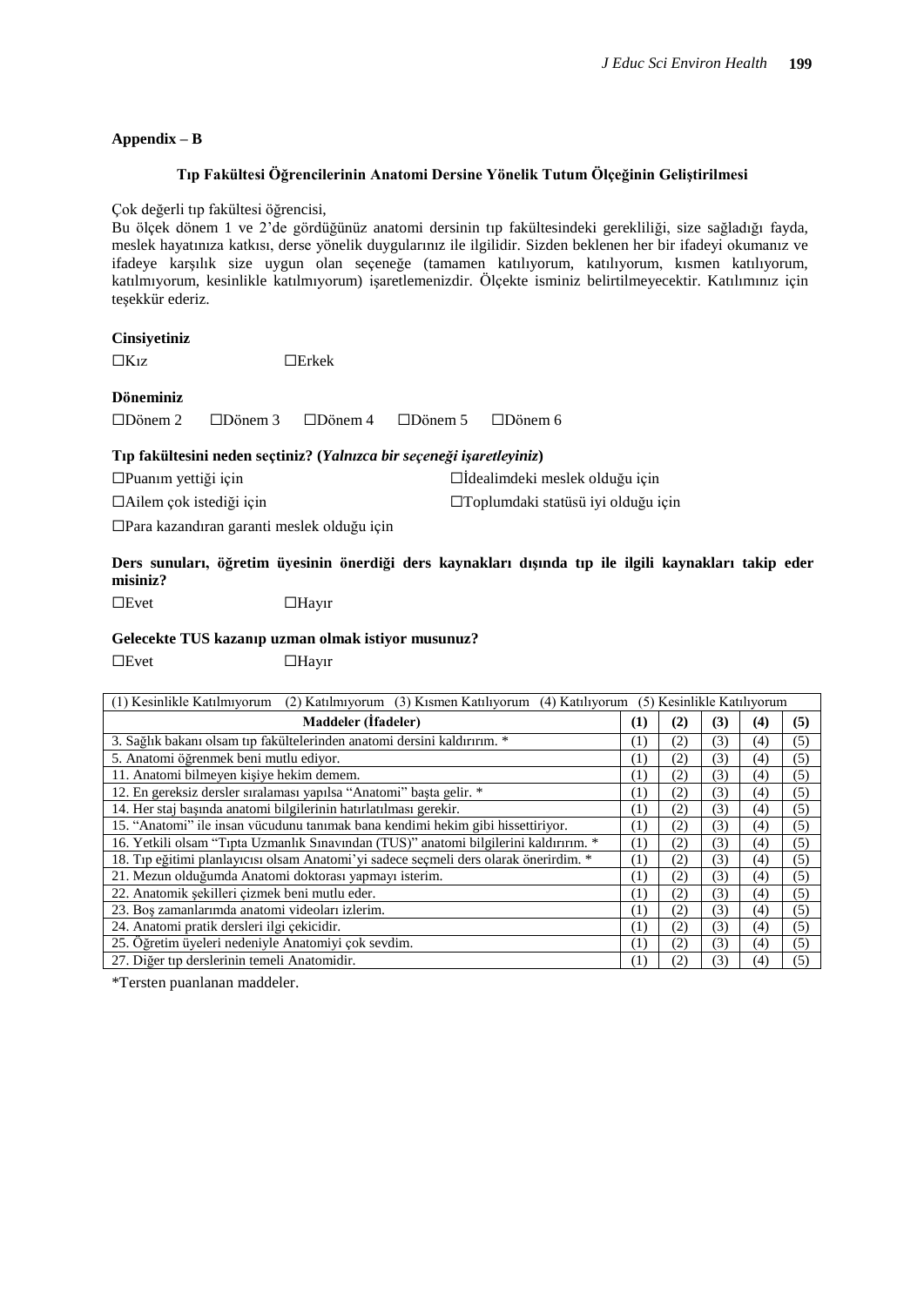**Appendix – B**

**Tıp Fakültesi Öğrencilerinin Anatomi Dersine Yönelik Tutum Ölçeğinin Geliştirilmesi**

Çok değerli tıp fakültesi öğrencisi,
Bu ölçek dönem 1 ve 2'de gördüğünüz anatomi dersinin tıp fakültesindeki gerekliliği, size sağladığı fayda, meslek hayatınıza katkısı, derse yönelik duygularınız ile ilgilidir. Sizden beklenen her bir ifadeyi okumanız ve ifadeye karşılık size uygun olan seçeneğe (tamamen katılıyorum, katılıyorum, kısmen katılıyorum, katılmıyorum, kesinlikle katılmıyorum) işaretlemenizdir. Ölçekte isminiz belirtilmeyecektir. Katılımınız için teşekkür ederiz.

**Cinsiyetiniz**

☐Kız ☐Erkek

**Döneminiz**

☐Dönem 2 ☐Dönem 3 ☐Dönem 4 ☐Dönem 5 ☐Dönem 6

**Tıp fakültesini neden seçtiniz? (*Yalnızca bir seçeneği işaretleyiniz*)**

☐Puanım yettiği için ☐İdealimdeki meslek olduğu için

☐Ailem çok istediği için ☐Toplumdaki statüsü iyi olduğu için

☐Para kazandıran garanti meslek olduğu için

**Ders sunuları, öğretim üyesinin önerdiği ders kaynakları dışında tıp ile ilgili kaynakları takip eder misiniz?**

☐Evet ☐Hayır

**Gelecekte TUS kazanıp uzman olmak istiyor musunuz?**

☐Evet ☐Hayır

| (1) Kesinlikle Katılmıyorum (2) Katılmıyorum (3) Kısmen Katılıyorum (4) Katılıyorum (5) Kesinlikle Katılıyorum | | | | | |
|---|---|---|---|---|---|
| **Maddeler (İfadeler)** | **(1)** | **(2)** | **(3)** | **(4)** | **(5)** |
| 3. Sağlık bakanı olsam tıp fakültelerinden anatomi dersini kaldırırım. * | (1) | (2) | (3) | (4) | (5) |
| 5. Anatomi öğrenmek beni mutlu ediyor. | (1) | (2) | (3) | (4) | (5) |
| 11. Anatomi bilmeyen kişiye hekim demem. | (1) | (2) | (3) | (4) | (5) |
| 12. En gereksiz dersler sıralaması yapılsa "Anatomi" başta gelir. * | (1) | (2) | (3) | (4) | (5) |
| 14. Her staj başında anatomi bilgilerinin hatırlatılması gerekir. | (1) | (2) | (3) | (4) | (5) |
| 15. "Anatomi" ile insan vücudunu tanımak bana kendimi hekim gibi hissettiriyor. | (1) | (2) | (3) | (4) | (5) |
| 16. Yetkili olsam "Tıpta Uzmanlık Sınavından (TUS)" anatomi bilgilerini kaldırırım. * | (1) | (2) | (3) | (4) | (5) |
| 18. Tıp eğitimi planlayıcısı olsam Anatomi'yi sadece seçmeli ders olarak önerirdim. * | (1) | (2) | (3) | (4) | (5) |
| 21. Mezun olduğumda Anatomi doktorası yapmayı isterim. | (1) | (2) | (3) | (4) | (5) |
| 22. Anatomik şekilleri çizmek beni mutlu eder. | (1) | (2) | (3) | (4) | (5) |
| 23. Boş zamanlarımda anatomi videoları izlerim. | (1) | (2) | (3) | (4) | (5) |
| 24. Anatomi pratik dersleri ilgi çekicidir. | (1) | (2) | (3) | (4) | (5) |
| 25. Öğretim üyeleri nedeniyle Anatomiyi çok sevdim. | (1) | (2) | (3) | (4) | (5) |
| 27. Diğer tıp derslerinin temeli Anatomidir. | (1) | (2) | (3) | (4) | (5) |

*Tersten puanlanan maddeler.